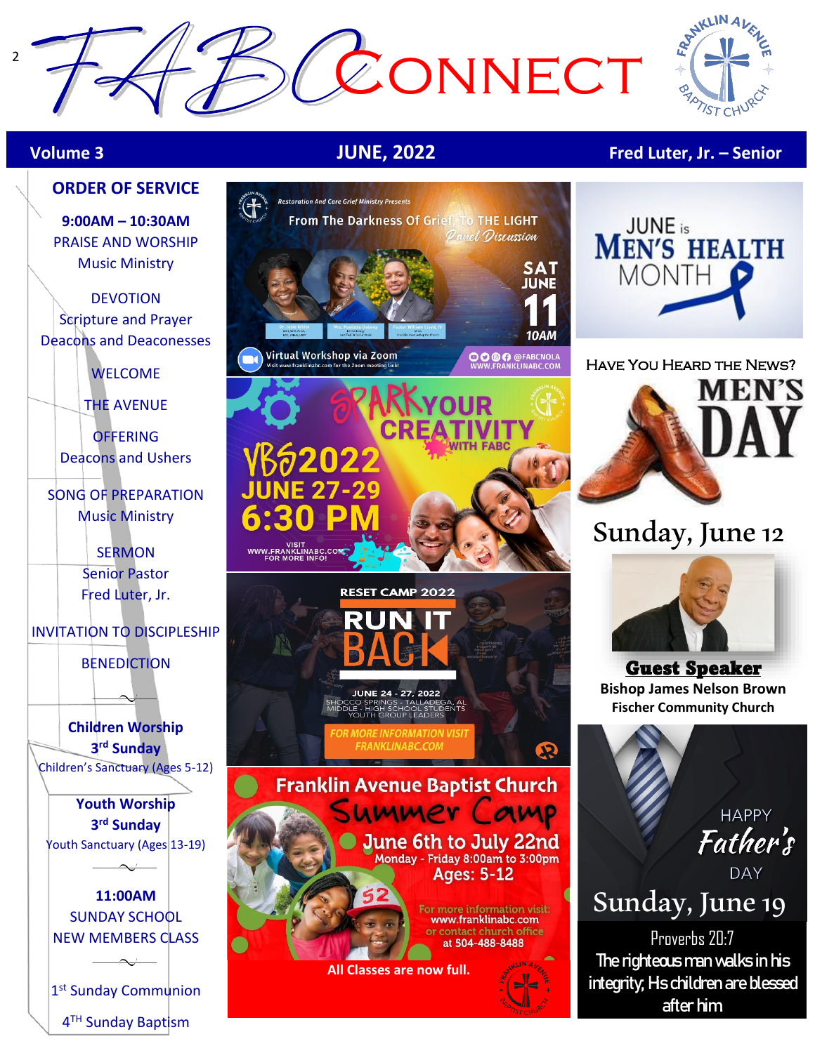# FABConnect

**Volume 3** | **JUNE, 2022** | **Fred Luter, Jr. – Senior**

## ORDER OF SERVICE

**9:00AM – 10:30AM**
PRAISE AND WORSHIP
Music Ministry

DEVOTION
Scripture and Prayer
Deacons and Deaconesses

WELCOME

THE AVENUE

OFFERING
Deacons and Ushers

SONG OF PREPARATION
Music Ministry

SERMON
Senior Pastor
Fred Luter, Jr.

INVITATION TO DISCIPLESHIP

BENEDICTION

**Children Worship**
**3rd Sunday**
Children's Sanctuary (Ages 5-12)

**Youth Worship**
**3rd Sunday**
Youth Sanctuary (Ages 13-19)

**11:00AM**
SUNDAY SCHOOL
NEW MEMBERS CLASS

1st Sunday Communion

4TH Sunday Baptism

---

Restoration And Care Grief Ministry Presents

From The Darkness Of Grief, To THE LIGHT
*Panel Discussion*

SAT JUNE 11 10AM

Dr. Josie White | Mrs. Paulette Dabney | Pastor William Lloyd, IV

Virtual Workshop via Zoom
Visit www.franklinabc.com for the Zoom meeting link!

@FABCNOLA
WWW.FRANKLINABC.COM

---

SPARK YOUR CREATIVITY WITH FABC

VBS2022
JUNE 27-29
6:30 PM

VISIT WWW.FRANKLINABC.COM FOR MORE INFO!

---

RESET CAMP 2022

RUN IT BACK

JUNE 24 - 27, 2022
SHOCCO SPRINGS - TALLADEGA, AL
MIDDLE - HIGH SCHOOL STUDENTS
YOUTH GROUP LEADERS

FOR MORE INFORMATION VISIT FRANKLINABC.COM

---

Franklin Avenue Baptist Church
Summer Camp
June 6th to July 22nd
Monday - Friday 8:00am to 3:00pm
Ages: 5-12

For more information visit: www.franklinabc.com or contact church office at 504-488-8488

All Classes are now full.

---

JUNE is MEN'S HEALTH MONTH

---

HAVE YOU HEARD THE NEWS?

MEN'S DAY

Sunday, June 12

**Guest Speaker**
**Bishop James Nelson Brown**
**Fischer Community Church**

---

HAPPY Father's DAY

Sunday, June 19

Proverbs 20:7
The righteous man walks in his integrity; His children are blessed after him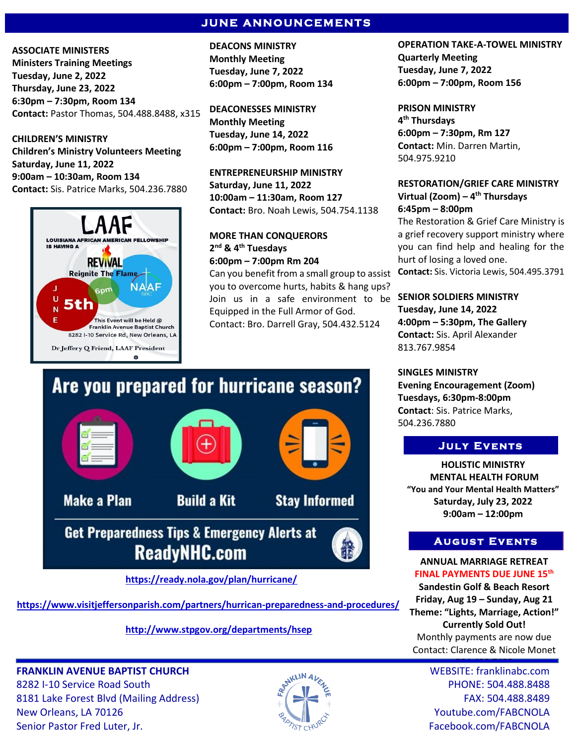# JUNE ANNOUNCEMENTS

**ASSOCIATE MINISTERS**
**Ministers Training Meetings**
**Tuesday, June 2, 2022**
**Thursday, June 23, 2022**
**6:30pm – 7:30pm, Room 134**
**Contact:** Pastor Thomas, 504.488.8488, x315

**CHILDREN'S MINISTRY**
**Children's Ministry Volunteers Meeting**
**Saturday, June 11, 2022**
**9:00am – 10:30am, Room 134**
**Contact:** Sis. Patrice Marks, 504.236.7880

LAAF
LOUISIANA AFRICAN AMERICAN FELLOWSHIP IS HAVING A
REVIVAL
Reignite The Flame
JUNE 5th
6pm
NAAF SBC
This Event will be Held @ Franklin Avenue Baptist Church
8282 I-10 Service Rd, New Orleans, LA
Dr Jeffery Q Friend, LAAF President

**DEACONS MINISTRY**
**Monthly Meeting**
**Tuesday, June 7, 2022**
**6:00pm – 7:00pm, Room 134**

**DEACONESSES MINISTRY**
**Monthly Meeting**
**Tuesday, June 14, 2022**
**6:00pm – 7:00pm, Room 116**

**ENTREPRENEURSHIP MINISTRY**
**Saturday, June 11, 2022**
**10:00am – 11:30am, Room 127**
**Contact:** Bro. Noah Lewis, 504.754.1138

**MORE THAN CONQUERORS**
**2nd & 4th Tuesdays**
**6:00pm – 7:00pm Rm 204**
Can you benefit from a small group to assist you to overcome hurts, habits & hang ups? Join us in a safe environment to be Equipped in the Full Armor of God.
Contact: Bro. Darrell Gray, 504.432.5124

**OPERATION TAKE-A-TOWEL MINISTRY**
**Quarterly Meeting**
**Tuesday, June 7, 2022**
**6:00pm – 7:00pm, Room 156**

**PRISON MINISTRY**
**4th Thursdays**
**6:00pm – 7:30pm, Rm 127**
**Contact:** Min. Darren Martin, 504.975.9210

**RESTORATION/GRIEF CARE MINISTRY**
**Virtual (Zoom) – 4th Thursdays**
**6:45pm – 8:00pm**
The Restoration & Grief Care Ministry is a grief recovery support ministry where you can find help and healing for the hurt of losing a loved one.
**Contact:** Sis. Victoria Lewis, 504.495.3791

**SENIOR SOLDIERS MINISTRY**
**Tuesday, June 14, 2022**
**4:00pm – 5:30pm, The Gallery**
**Contact:** Sis. April Alexander 813.767.9854

**SINGLES MINISTRY**
**Evening Encouragement (Zoom)**
**Tuesdays, 6:30pm-8:00pm**
**Contact**: Sis. Patrice Marks, 504.236.7880

Are you prepared for hurricane season?

Make a Plan | Build a Kit | Stay Informed

Get Preparedness Tips & Emergency Alerts at
ReadyNHC.com

https://ready.nola.gov/plan/hurricane/

https://www.visitjeffersonparish.com/partners/hurrican-preparedness-and-procedures/

http://www.stpgov.org/departments/hsep

## JULY EVENTS

**HOLISTIC MINISTRY**
**MENTAL HEALTH FORUM**
**"You and Your Mental Health Matters"**
**Saturday, July 23, 2022**
**9:00am – 12:00pm**

## AUGUST EVENTS

**ANNUAL MARRIAGE RETREAT**
**FINAL PAYMENTS DUE JUNE 15th**
**Sandestin Golf & Beach Resort**
**Friday, Aug 19 – Sunday, Aug 21**
**Theme: "Lights, Marriage, Action!"**
**Currently Sold Out!**
Monthly payments are now due
Contact: Clarence & Nicole Monet

**FRANKLIN AVENUE BAPTIST CHURCH**
8282 I-10 Service Road South
8181 Lake Forest Blvd (Mailing Address)
New Orleans, LA 70126
Senior Pastor Fred Luter, Jr.

WEBSITE: franklinabc.com
PHONE: 504.488.8488
FAX: 504.488.8489
Youtube.com/FABCNOLA
Facebook.com/FABCNOLA